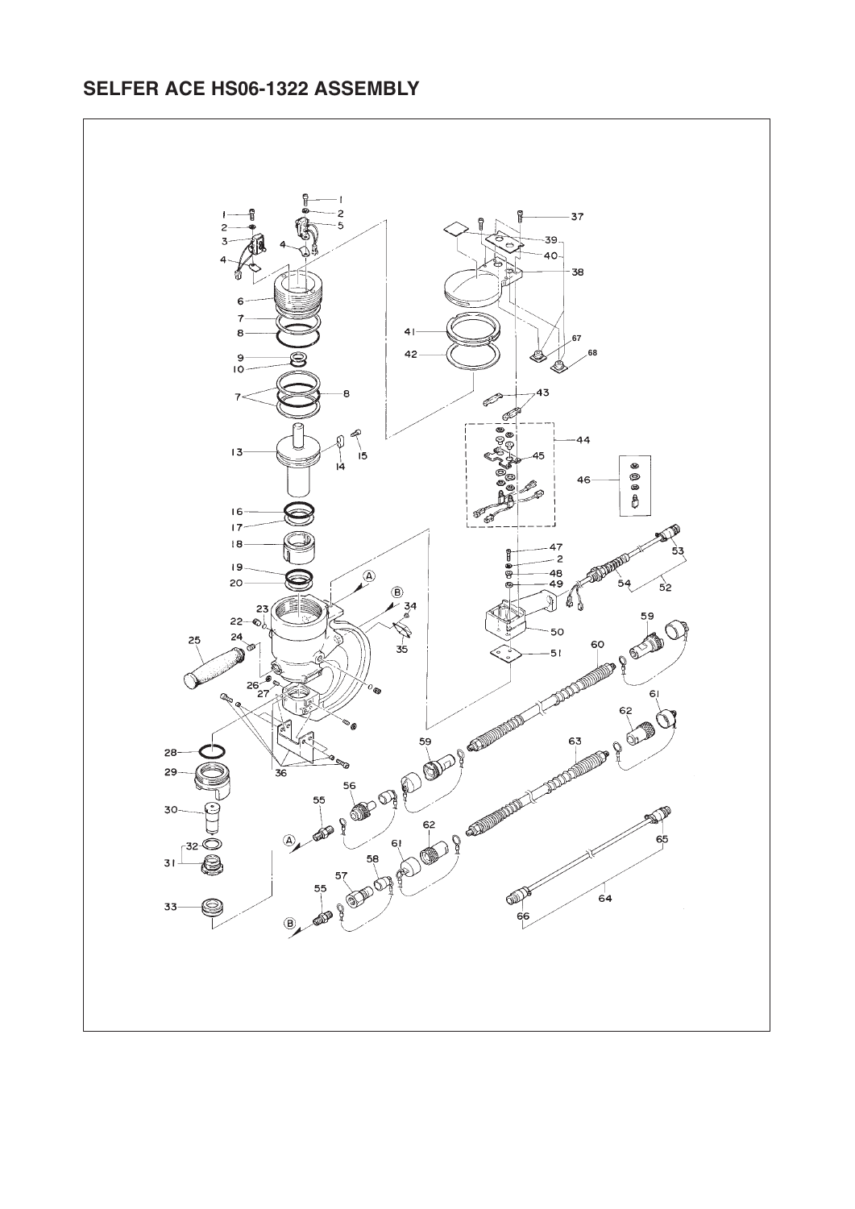# SELFER ACE HS06-1322 ASSEMBLY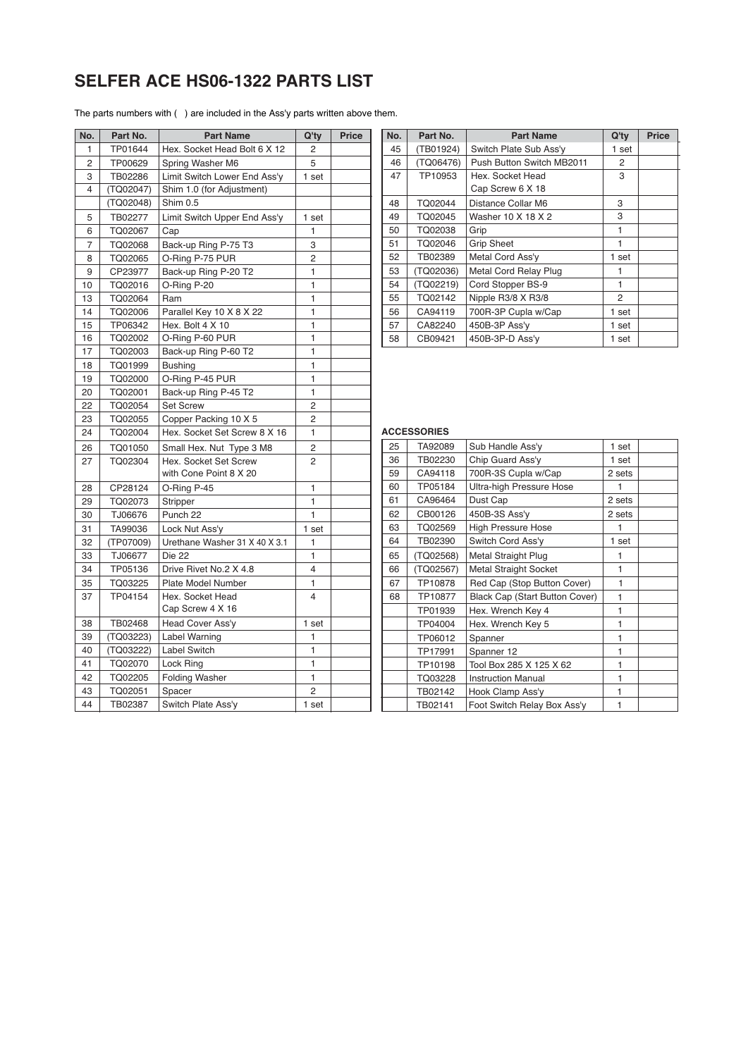# SELFER ACE HS06-1322 PARTS LIST

The parts numbers with ( ) are included in the Ass'y parts written above them.

| No. | Part No. | Part Name | Q'ty | Price |
|---|---|---|---|---|
| 1 | TP01644 | Hex. Socket Head Bolt 6 X 12 | 2 | |
| 2 | TP00629 | Spring Washer M6 | 5 | |
| 3 | TB02286 | Limit Switch Lower End Ass'y | 1 set | |
| 4 | (TQ02047) | Shim 1.0 (for Adjustment) | | |
| | (TQ02048) | Shim 0.5 | | |
| 5 | TB02277 | Limit Switch Upper End Ass'y | 1 set | |
| 6 | TQ02067 | Cap | 1 | |
| 7 | TQ02068 | Back-up Ring P-75 T3 | 3 | |
| 8 | TQ02065 | O-Ring P-75 PUR | 2 | |
| 9 | CP23977 | Back-up Ring P-20 T2 | 1 | |
| 10 | TQ02016 | O-Ring P-20 | 1 | |
| 13 | TQ02064 | Ram | 1 | |
| 14 | TQ02006 | Parallel Key 10 X 8 X 22 | 1 | |
| 15 | TP06342 | Hex. Bolt 4 X 10 | 1 | |
| 16 | TQ02002 | O-Ring P-60 PUR | 1 | |
| 17 | TQ02003 | Back-up Ring P-60 T2 | 1 | |
| 18 | TQ01999 | Bushing | 1 | |
| 19 | TQ02000 | O-Ring P-45 PUR | 1 | |
| 20 | TQ02001 | Back-up Ring P-45 T2 | 1 | |
| 22 | TQ02054 | Set Screw | 2 | |
| 23 | TQ02055 | Copper Packing 10 X 5 | 2 | |
| 24 | TQ02004 | Hex. Socket Set Screw 8 X 16 | 1 | |
| 26 | TQ01050 | Small Hex. Nut Type 3 M8 | 2 | |
| 27 | TQ02304 | Hex. Socket Set Screw with Cone Point 8 X 20 | 2 | |
| 28 | CP28124 | O-Ring P-45 | 1 | |
| 29 | TQ02073 | Stripper | 1 | |
| 30 | TJ06676 | Punch 22 | 1 | |
| 31 | TA99036 | Lock Nut Ass'y | 1 set | |
| 32 | (TP07009) | Urethane Washer 31 X 40 X 3.1 | 1 | |
| 33 | TJ06677 | Die 22 | 1 | |
| 34 | TP05136 | Drive Rivet No.2 X 4.8 | 4 | |
| 35 | TQ03225 | Plate Model Number | 1 | |
| 37 | TP04154 | Hex. Socket Head Cap Screw 4 X 16 | 4 | |
| 38 | TB02468 | Head Cover Ass'y | 1 set | |
| 39 | (TQ03223) | Label Warning | 1 | |
| 40 | (TQ03222) | Label Switch | 1 | |
| 41 | TQ02070 | Lock Ring | 1 | |
| 42 | TQ02205 | Folding Washer | 1 | |
| 43 | TQ02051 | Spacer | 2 | |
| 44 | TB02387 | Switch Plate Ass'y | 1 set | |
| 45 | (TB01924) | Switch Plate Sub Ass'y | 1 set | |
| 46 | (TQ06476) | Push Button Switch MB2011 | 2 | |
| 47 | TP10953 | Hex. Socket Head Cap Screw 6 X 18 | 3 | |
| 48 | TQ02044 | Distance Collar M6 | 3 | |
| 49 | TQ02045 | Washer 10 X 18 X 2 | 3 | |
| 50 | TQ02038 | Grip | 1 | |
| 51 | TQ02046 | Grip Sheet | 1 | |
| 52 | TB02389 | Metal Cord Ass'y | 1 set | |
| 53 | (TQ02036) | Metal Cord Relay Plug | 1 | |
| 54 | (TQ02219) | Cord Stopper BS-9 | 1 | |
| 55 | TQ02142 | Nipple R3/8 X R3/8 | 2 | |
| 56 | CA94119 | 700R-3P Cupla w/Cap | 1 set | |
| 57 | CA82240 | 450B-3P Ass'y | 1 set | |
| 58 | CB09421 | 450B-3P-D Ass'y | 1 set | |

**ACCESSORIES**

| | | | | |
|---|---|---|---|---|
| 25 | TA92089 | Sub Handle Ass'y | 1 set | |
| 36 | TB02230 | Chip Guard Ass'y | 1 set | |
| 59 | CA94118 | 700R-3S Cupla w/Cap | 2 sets | |
| 60 | TP05184 | Ultra-high Pressure Hose | 1 | |
| 61 | CA96464 | Dust Cap | 2 sets | |
| 62 | CB00126 | 450B-3S Ass'y | 2 sets | |
| 63 | TQ02569 | High Pressure Hose | 1 | |
| 64 | TB02390 | Switch Cord Ass'y | 1 set | |
| 65 | (TQ02568) | Metal Straight Plug | 1 | |
| 66 | (TQ02567) | Metal Straight Socket | 1 | |
| 67 | TP10878 | Red Cap (Stop Button Cover) | 1 | |
| 68 | TP10877 | Black Cap (Start Button Cover) | 1 | |
| | TP01939 | Hex. Wrench Key 4 | 1 | |
| | TP04004 | Hex. Wrench Key 5 | 1 | |
| | TP06012 | Spanner | 1 | |
| | TP17991 | Spanner 12 | 1 | |
| | TP10198 | Tool Box 285 X 125 X 62 | 1 | |
| | TQ03228 | Instruction Manual | 1 | |
| | TB02142 | Hook Clamp Ass'y | 1 | |
| | TB02141 | Foot Switch Relay Box Ass'y | 1 | |